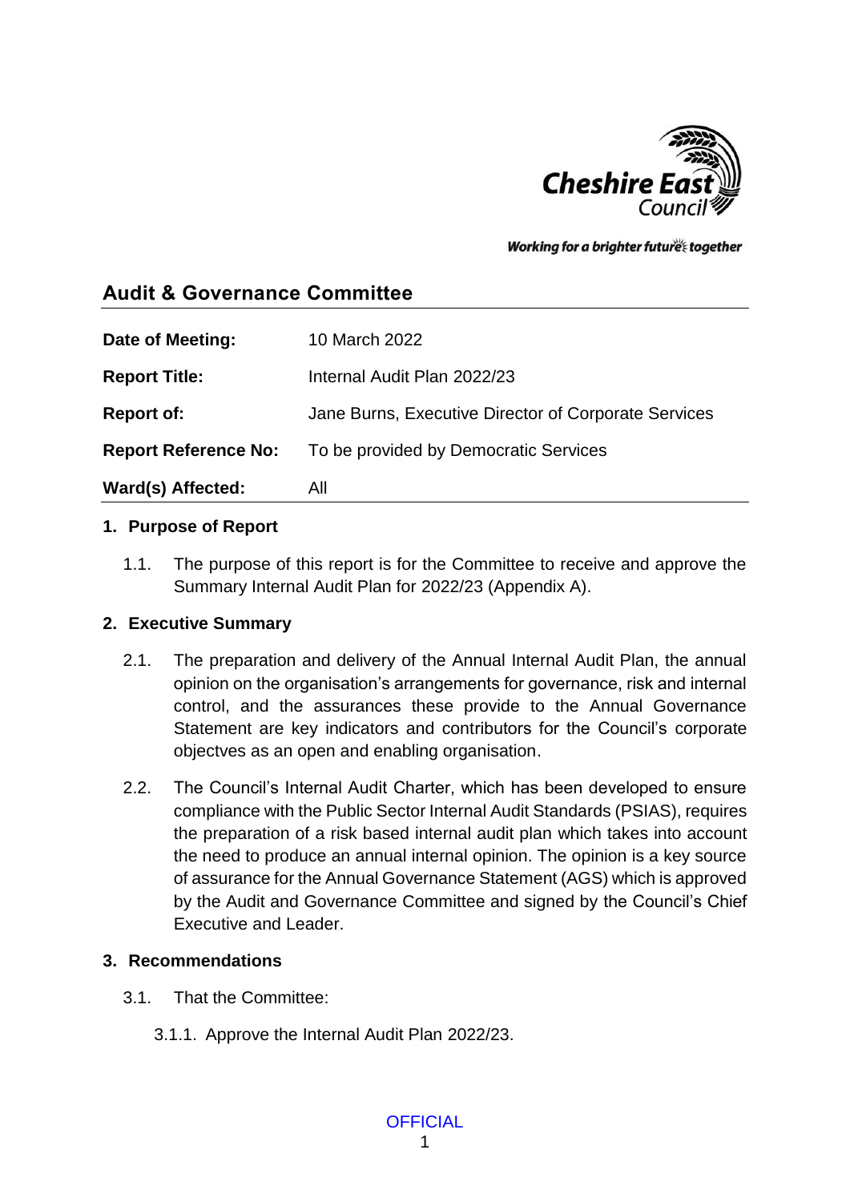Cheshire East Council

*Working for a brighter future together*

## Audit & Governance Committee

| | |
|---|---|
| **Date of Meeting:** | 10 March 2022 |
| **Report Title:** | Internal Audit Plan 2022/23 |
| **Report of:** | Jane Burns, Executive Director of Corporate Services |
| **Report Reference No:** | To be provided by Democratic Services |
| **Ward(s) Affected:** | All |

### 1. Purpose of Report

1.1. The purpose of this report is for the Committee to receive and approve the Summary Internal Audit Plan for 2022/23 (Appendix A).

### 2. Executive Summary

2.1. The preparation and delivery of the Annual Internal Audit Plan, the annual opinion on the organisation's arrangements for governance, risk and internal control, and the assurances these provide to the Annual Governance Statement are key indicators and contributors for the Council's corporate objectves as an open and enabling organisation.

2.2. The Council's Internal Audit Charter, which has been developed to ensure compliance with the Public Sector Internal Audit Standards (PSIAS), requires the preparation of a risk based internal audit plan which takes into account the need to produce an annual internal opinion. The opinion is a key source of assurance for the Annual Governance Statement (AGS) which is approved by the Audit and Governance Committee and signed by the Council's Chief Executive and Leader.

### 3. Recommendations

3.1. That the Committee:

3.1.1. Approve the Internal Audit Plan 2022/23.

OFFICIAL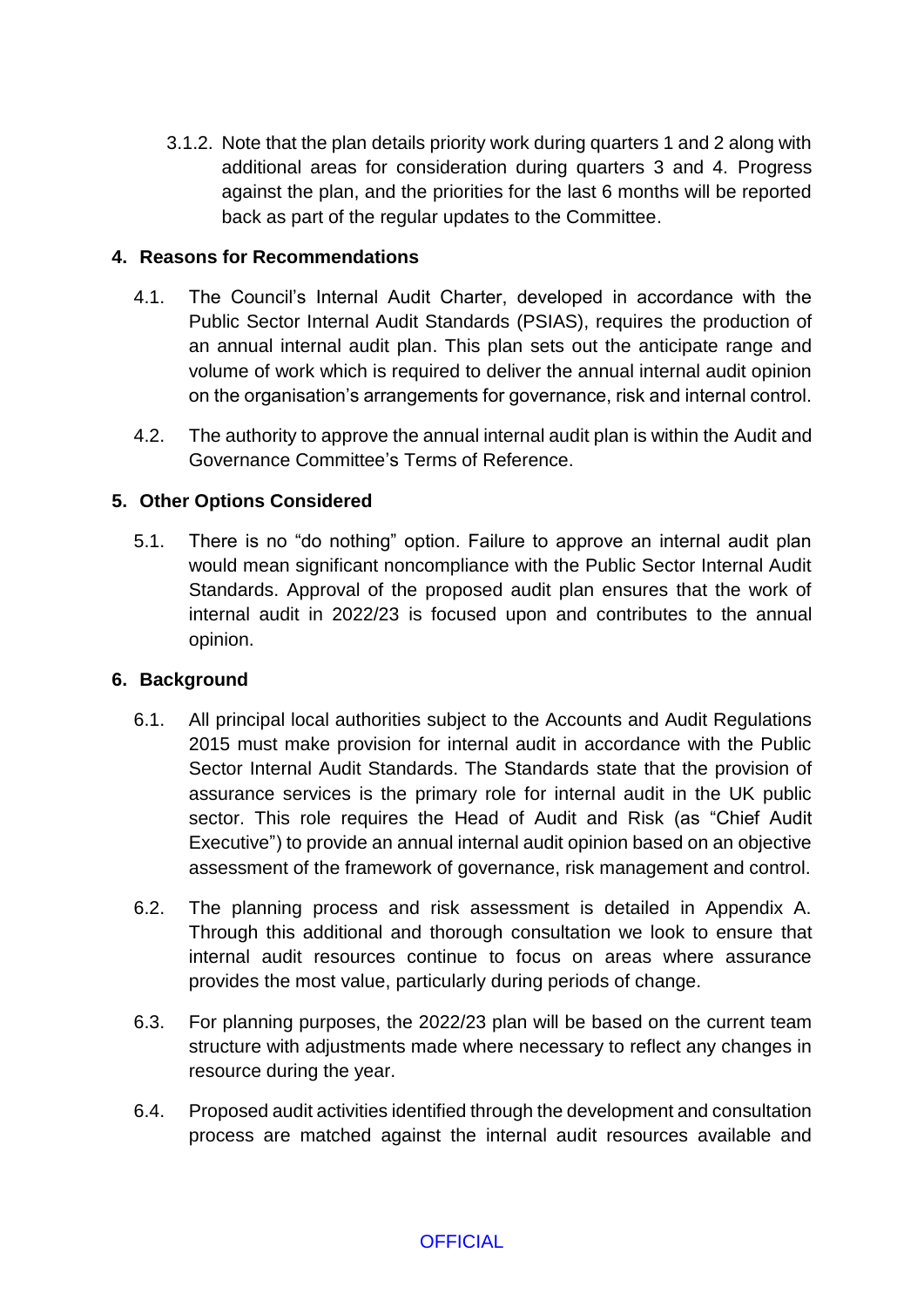3.1.2. Note that the plan details priority work during quarters 1 and 2 along with additional areas for consideration during quarters 3 and 4. Progress against the plan, and the priorities for the last 6 months will be reported back as part of the regular updates to the Committee.

## 4. Reasons for Recommendations

4.1. The Council's Internal Audit Charter, developed in accordance with the Public Sector Internal Audit Standards (PSIAS), requires the production of an annual internal audit plan. This plan sets out the anticipate range and volume of work which is required to deliver the annual internal audit opinion on the organisation's arrangements for governance, risk and internal control.

4.2. The authority to approve the annual internal audit plan is within the Audit and Governance Committee's Terms of Reference.

## 5. Other Options Considered

5.1. There is no "do nothing" option. Failure to approve an internal audit plan would mean significant noncompliance with the Public Sector Internal Audit Standards. Approval of the proposed audit plan ensures that the work of internal audit in 2022/23 is focused upon and contributes to the annual opinion.

## 6. Background

6.1. All principal local authorities subject to the Accounts and Audit Regulations 2015 must make provision for internal audit in accordance with the Public Sector Internal Audit Standards. The Standards state that the provision of assurance services is the primary role for internal audit in the UK public sector. This role requires the Head of Audit and Risk (as "Chief Audit Executive") to provide an annual internal audit opinion based on an objective assessment of the framework of governance, risk management and control.

6.2. The planning process and risk assessment is detailed in Appendix A. Through this additional and thorough consultation we look to ensure that internal audit resources continue to focus on areas where assurance provides the most value, particularly during periods of change.

6.3. For planning purposes, the 2022/23 plan will be based on the current team structure with adjustments made where necessary to reflect any changes in resource during the year.

6.4. Proposed audit activities identified through the development and consultation process are matched against the internal audit resources available and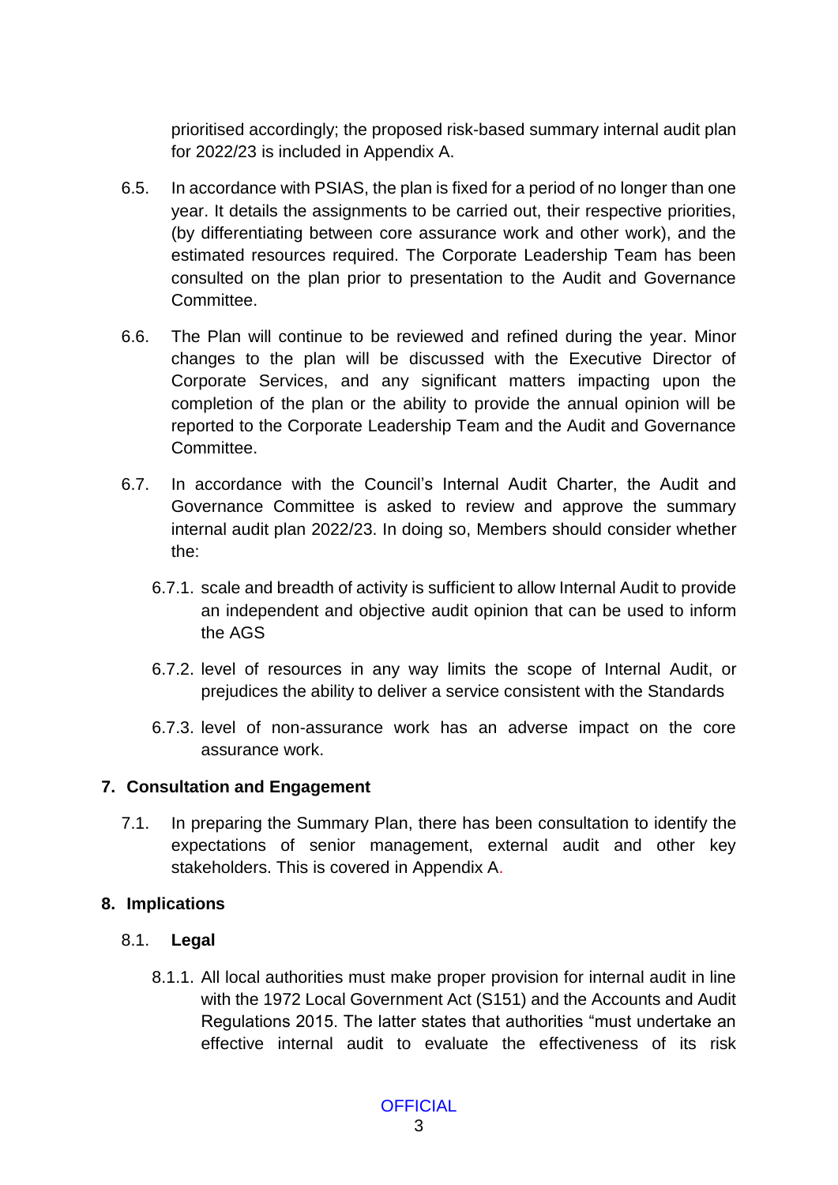prioritised accordingly; the proposed risk-based summary internal audit plan for 2022/23 is included in Appendix A.

6.5. In accordance with PSIAS, the plan is fixed for a period of no longer than one year. It details the assignments to be carried out, their respective priorities, (by differentiating between core assurance work and other work), and the estimated resources required. The Corporate Leadership Team has been consulted on the plan prior to presentation to the Audit and Governance Committee.

6.6. The Plan will continue to be reviewed and refined during the year. Minor changes to the plan will be discussed with the Executive Director of Corporate Services, and any significant matters impacting upon the completion of the plan or the ability to provide the annual opinion will be reported to the Corporate Leadership Team and the Audit and Governance Committee.

6.7. In accordance with the Council's Internal Audit Charter, the Audit and Governance Committee is asked to review and approve the summary internal audit plan 2022/23. In doing so, Members should consider whether the:

6.7.1. scale and breadth of activity is sufficient to allow Internal Audit to provide an independent and objective audit opinion that can be used to inform the AGS

6.7.2. level of resources in any way limits the scope of Internal Audit, or prejudices the ability to deliver a service consistent with the Standards

6.7.3. level of non-assurance work has an adverse impact on the core assurance work.

## 7. Consultation and Engagement

7.1. In preparing the Summary Plan, there has been consultation to identify the expectations of senior management, external audit and other key stakeholders. This is covered in Appendix A.

## 8. Implications

### 8.1. Legal

8.1.1. All local authorities must make proper provision for internal audit in line with the 1972 Local Government Act (S151) and the Accounts and Audit Regulations 2015. The latter states that authorities "must undertake an effective internal audit to evaluate the effectiveness of its risk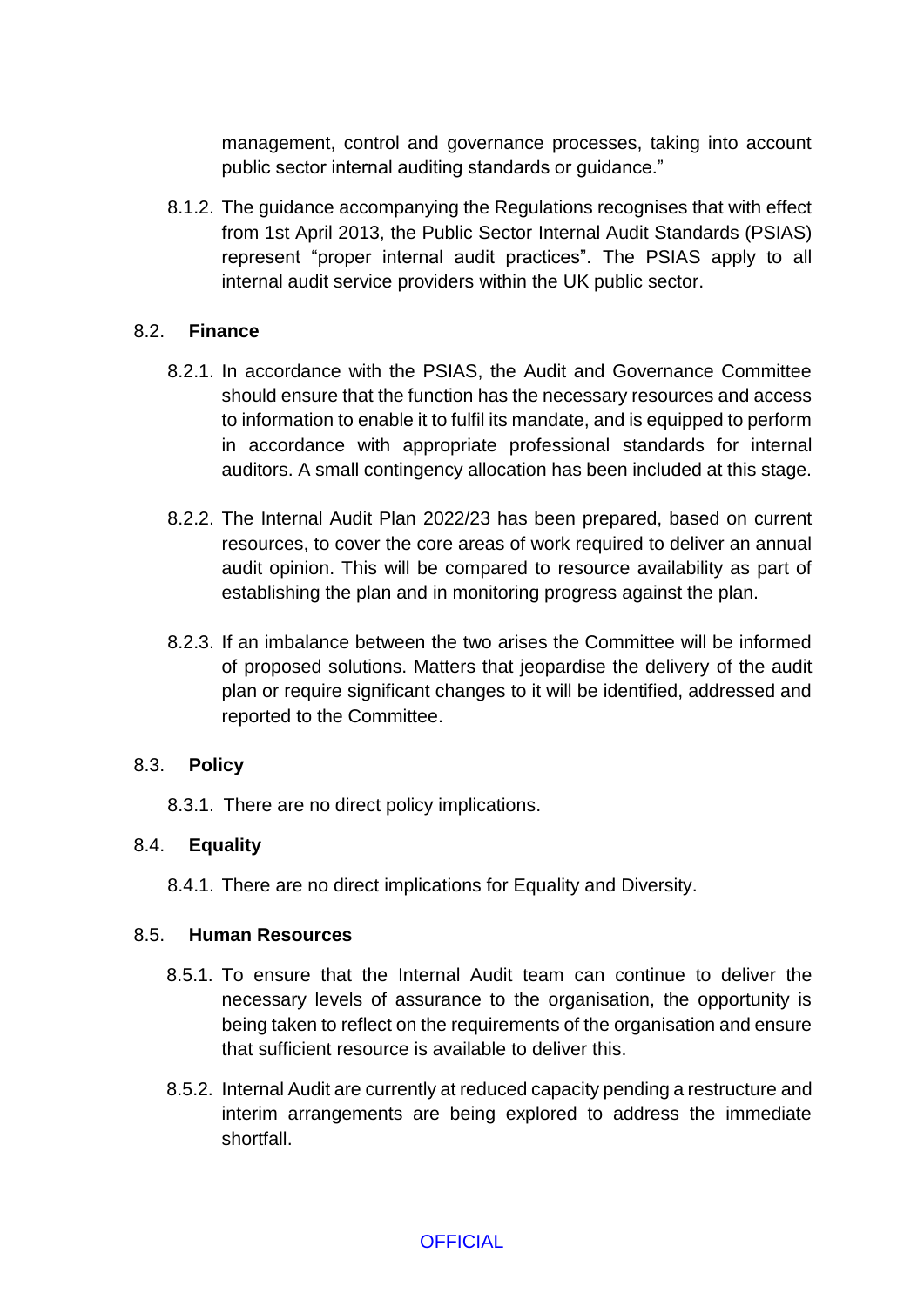management, control and governance processes, taking into account public sector internal auditing standards or guidance."

8.1.2. The guidance accompanying the Regulations recognises that with effect from 1st April 2013, the Public Sector Internal Audit Standards (PSIAS) represent "proper internal audit practices". The PSIAS apply to all internal audit service providers within the UK public sector.

8.2. **Finance**

8.2.1. In accordance with the PSIAS, the Audit and Governance Committee should ensure that the function has the necessary resources and access to information to enable it to fulfil its mandate, and is equipped to perform in accordance with appropriate professional standards for internal auditors. A small contingency allocation has been included at this stage.

8.2.2. The Internal Audit Plan 2022/23 has been prepared, based on current resources, to cover the core areas of work required to deliver an annual audit opinion. This will be compared to resource availability as part of establishing the plan and in monitoring progress against the plan.

8.2.3. If an imbalance between the two arises the Committee will be informed of proposed solutions. Matters that jeopardise the delivery of the audit plan or require significant changes to it will be identified, addressed and reported to the Committee.

8.3. **Policy**

8.3.1. There are no direct policy implications.

8.4. **Equality**

8.4.1. There are no direct implications for Equality and Diversity.

8.5. **Human Resources**

8.5.1. To ensure that the Internal Audit team can continue to deliver the necessary levels of assurance to the organisation, the opportunity is being taken to reflect on the requirements of the organisation and ensure that sufficient resource is available to deliver this.

8.5.2. Internal Audit are currently at reduced capacity pending a restructure and interim arrangements are being explored to address the immediate shortfall.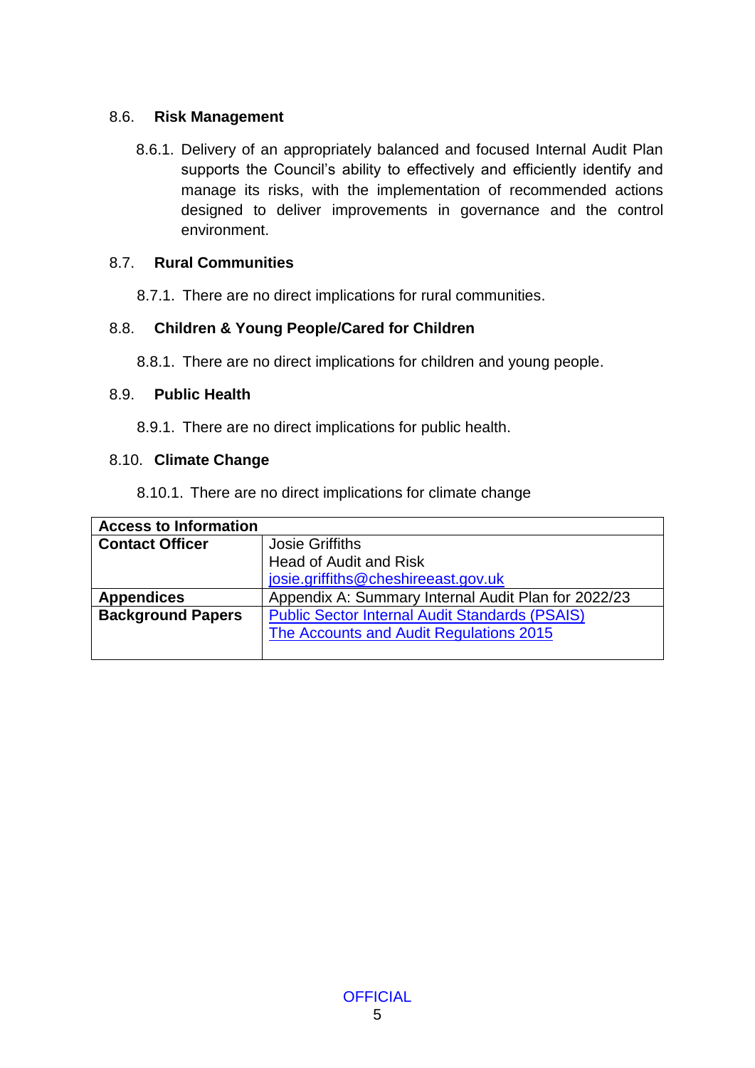### 8.6. Risk Management

8.6.1. Delivery of an appropriately balanced and focused Internal Audit Plan supports the Council's ability to effectively and efficiently identify and manage its risks, with the implementation of recommended actions designed to deliver improvements in governance and the control environment.

### 8.7. Rural Communities

8.7.1. There are no direct implications for rural communities.

### 8.8. Children & Young People/Cared for Children

8.8.1. There are no direct implications for children and young people.

### 8.9. Public Health

8.9.1. There are no direct implications for public health.

### 8.10. Climate Change

8.10.1. There are no direct implications for climate change

| **Access to Information** | |
|---|---|
| **Contact Officer** | Josie Griffiths<br>Head of Audit and Risk<br>josie.griffiths@cheshireeast.gov.uk |
| **Appendices** | Appendix A: Summary Internal Audit Plan for 2022/23 |
| **Background Papers** | Public Sector Internal Audit Standards (PSAIS)<br>The Accounts and Audit Regulations 2015 |

OFFICIAL